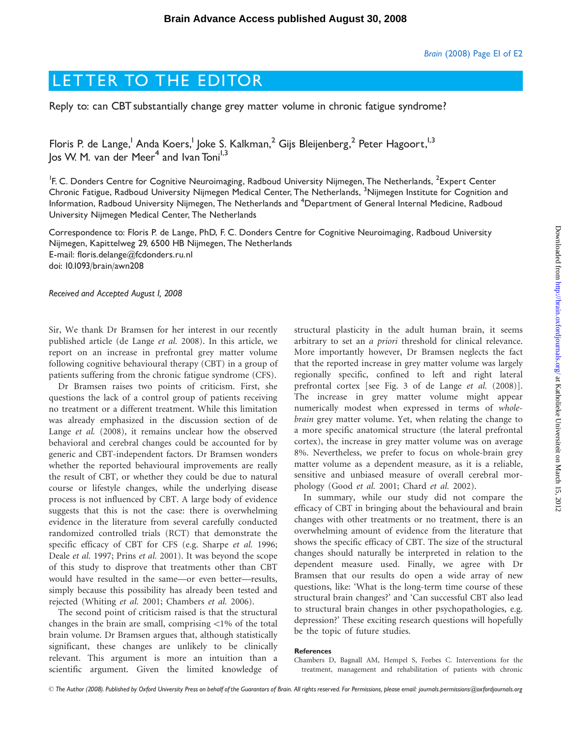# LETTER TO THE EDITOR

## Reply to: can CBT substantially change grey matter volume in chronic fatigue syndrome?

Floris P. de Lange,[1] Anda Koers,[1] Joke S. Kalkman,[2] Gijs Bleijenberg,[2] Peter Hagoort,[1,3] Jos W. M. van der Meer[4] and Ivan Toni[1,3]

[1]F. C. Donders Centre for Cognitive Neuroimaging, Radboud University Nijmegen, The Netherlands, [2]Expert Center Chronic Fatigue, Radboud University Nijmegen Medical Center, The Netherlands, [3]Nijmegen Institute for Cognition and Information, Radboud University Nijmegen, The Netherlands and [4]Department of General Internal Medicine, Radboud University Nijmegen Medical Center, The Netherlands

Correspondence to: Floris P. de Lange, PhD, F. C. Donders Centre for Cognitive Neuroimaging, Radboud University Nijmegen, Kapittelweg 29, 6500 HB Nijmegen, The Netherlands
E-mail: floris.delange@fcdonders.ru.nl
doi: 10.1093/brain/awn208

*Received and Accepted August 1, 2008*

Sir, We thank Dr Bramsen for her interest in our recently published article (de Lange *et al.* 2008). In this article, we report on an increase in prefrontal grey matter volume following cognitive behavioural therapy (CBT) in a group of patients suffering from the chronic fatigue syndrome (CFS).

Dr Bramsen raises two points of criticism. First, she questions the lack of a control group of patients receiving no treatment or a different treatment. While this limitation was already emphasized in the discussion section of de Lange *et al.* (2008), it remains unclear how the observed behavioral and cerebral changes could be accounted for by generic and CBT-independent factors. Dr Bramsen wonders whether the reported behavioural improvements are really the result of CBT, or whether they could be due to natural course or lifestyle changes, while the underlying disease process is not influenced by CBT. A large body of evidence suggests that this is not the case: there is overwhelming evidence in the literature from several carefully conducted randomized controlled trials (RCT) that demonstrate the specific efficacy of CBT for CFS (e.g. Sharpe *et al.* 1996; Deale *et al.* 1997; Prins *et al.* 2001). It was beyond the scope of this study to disprove that treatments other than CBT would have resulted in the same—or even better—results, simply because this possibility has already been tested and rejected (Whiting *et al.* 2001; Chambers *et al.* 2006).

The second point of criticism raised is that the structural changes in the brain are small, comprising <1% of the total brain volume. Dr Bramsen argues that, although statistically significant, these changes are unlikely to be clinically relevant. This argument is more an intuition than a scientific argument. Given the limited knowledge of structural plasticity in the adult human brain, it seems arbitrary to set an *a priori* threshold for clinical relevance. More importantly however, Dr Bramsen neglects the fact that the reported increase in grey matter volume was largely regionally specific, confined to left and right lateral prefrontal cortex [see Fig. 3 of de Lange *et al.* (2008)]. The increase in grey matter volume might appear numerically modest when expressed in terms of *whole-brain* grey matter volume. Yet, when relating the change to a more specific anatomical structure (the lateral prefrontal cortex), the increase in grey matter volume was on average 8%. Nevertheless, we prefer to focus on whole-brain grey matter volume as a dependent measure, as it is a reliable, sensitive and unbiased measure of overall cerebral morphology (Good *et al.* 2001; Chard *et al.* 2002).

In summary, while our study did not compare the efficacy of CBT in bringing about the behavioural and brain changes with other treatments or no treatment, there is an overwhelming amount of evidence from the literature that shows the specific efficacy of CBT. The size of the structural changes should naturally be interpreted in relation to the dependent measure used. Finally, we agree with Dr Bramsen that our results do open a wide array of new questions, like: 'What is the long-term time course of these structural brain changes?' and 'Can successful CBT also lead to structural brain changes in other psychopathologies, e.g. depression?' These exciting research questions will hopefully be the topic of future studies.

### References

Chambers D, Bagnall AM, Hempel S, Forbes C. Interventions for the treatment, management and rehabilitation of patients with chronic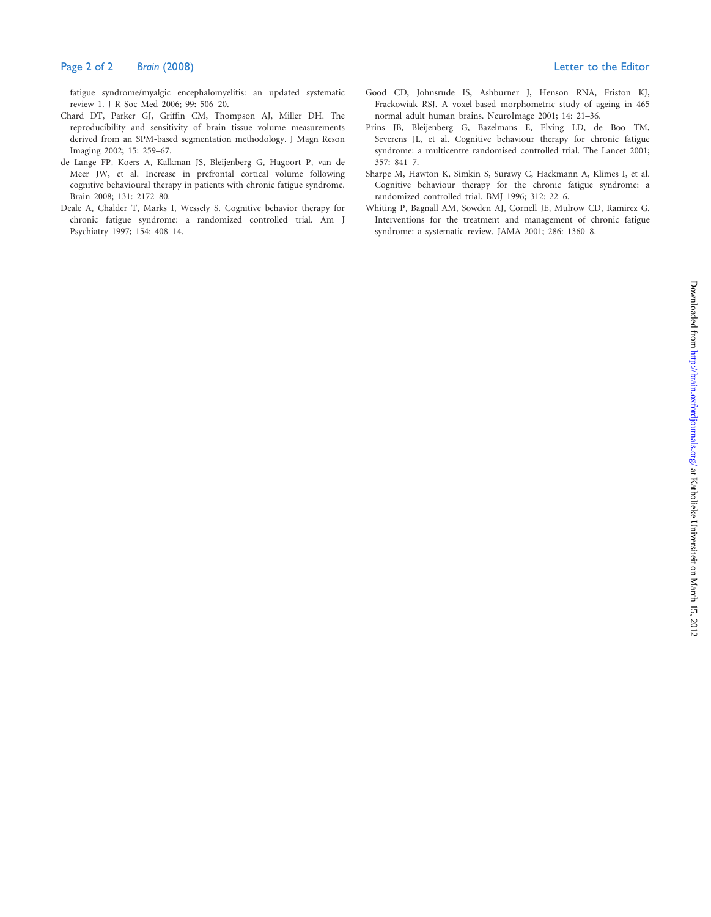fatigue syndrome/myalgic encephalomyelitis: an updated systematic review 1. J R Soc Med 2006; 99: 506–20.

Chard DT, Parker GJ, Griffin CM, Thompson AJ, Miller DH. The reproducibility and sensitivity of brain tissue volume measurements derived from an SPM-based segmentation methodology. J Magn Reson Imaging 2002; 15: 259–67.

de Lange FP, Koers A, Kalkman JS, Bleijenberg G, Hagoort P, van de Meer JW, et al. Increase in prefrontal cortical volume following cognitive behavioural therapy in patients with chronic fatigue syndrome. Brain 2008; 131: 2172–80.

Deale A, Chalder T, Marks I, Wessely S. Cognitive behavior therapy for chronic fatigue syndrome: a randomized controlled trial. Am J Psychiatry 1997; 154: 408–14.

Good CD, Johnsrude IS, Ashburner J, Henson RNA, Friston KJ, Frackowiak RSJ. A voxel-based morphometric study of ageing in 465 normal adult human brains. NeuroImage 2001; 14: 21–36.

Prins JB, Bleijenberg G, Bazelmans E, Elving LD, de Boo TM, Severens JL, et al. Cognitive behaviour therapy for chronic fatigue syndrome: a multicentre randomised controlled trial. The Lancet 2001; 357: 841–7.

Sharpe M, Hawton K, Simkin S, Surawy C, Hackmann A, Klimes I, et al. Cognitive behaviour therapy for the chronic fatigue syndrome: a randomized controlled trial. BMJ 1996; 312: 22–6.

Whiting P, Bagnall AM, Sowden AJ, Cornell JE, Mulrow CD, Ramirez G. Interventions for the treatment and management of chronic fatigue syndrome: a systematic review. JAMA 2001; 286: 1360–8.